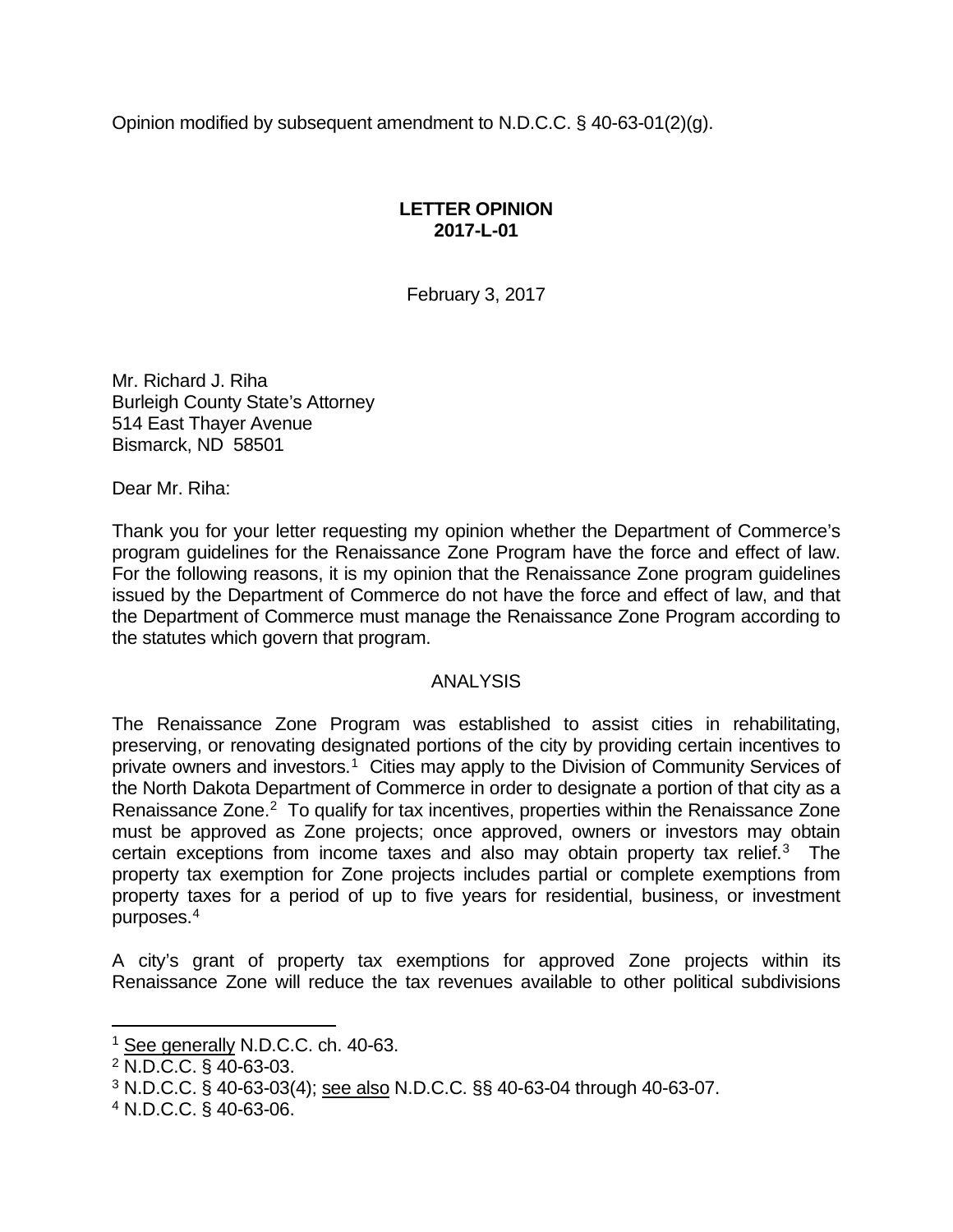Opinion modified by subsequent amendment to N.D.C.C. § 40-63-01(2)(g).

**LETTER OPINION**
**2017-L-01**

February 3, 2017

Mr. Richard J. Riha
Burleigh County State's Attorney
514 East Thayer Avenue
Bismarck, ND 58501

Dear Mr. Riha:

Thank you for your letter requesting my opinion whether the Department of Commerce's program guidelines for the Renaissance Zone Program have the force and effect of law. For the following reasons, it is my opinion that the Renaissance Zone program guidelines issued by the Department of Commerce do not have the force and effect of law, and that the Department of Commerce must manage the Renaissance Zone Program according to the statutes which govern that program.

## ANALYSIS

The Renaissance Zone Program was established to assist cities in rehabilitating, preserving, or renovating designated portions of the city by providing certain incentives to private owners and investors.[1] Cities may apply to the Division of Community Services of the North Dakota Department of Commerce in order to designate a portion of that city as a Renaissance Zone.[2] To qualify for tax incentives, properties within the Renaissance Zone must be approved as Zone projects; once approved, owners or investors may obtain certain exceptions from income taxes and also may obtain property tax relief.[3] The property tax exemption for Zone projects includes partial or complete exemptions from property taxes for a period of up to five years for residential, business, or investment purposes.[4]

A city's grant of property tax exemptions for approved Zone projects within its Renaissance Zone will reduce the tax revenues available to other political subdivisions

---

[1] See generally N.D.C.C. ch. 40-63.
[2] N.D.C.C. § 40-63-03.
[3] N.D.C.C. § 40-63-03(4); see also N.D.C.C. §§ 40-63-04 through 40-63-07.
[4] N.D.C.C. § 40-63-06.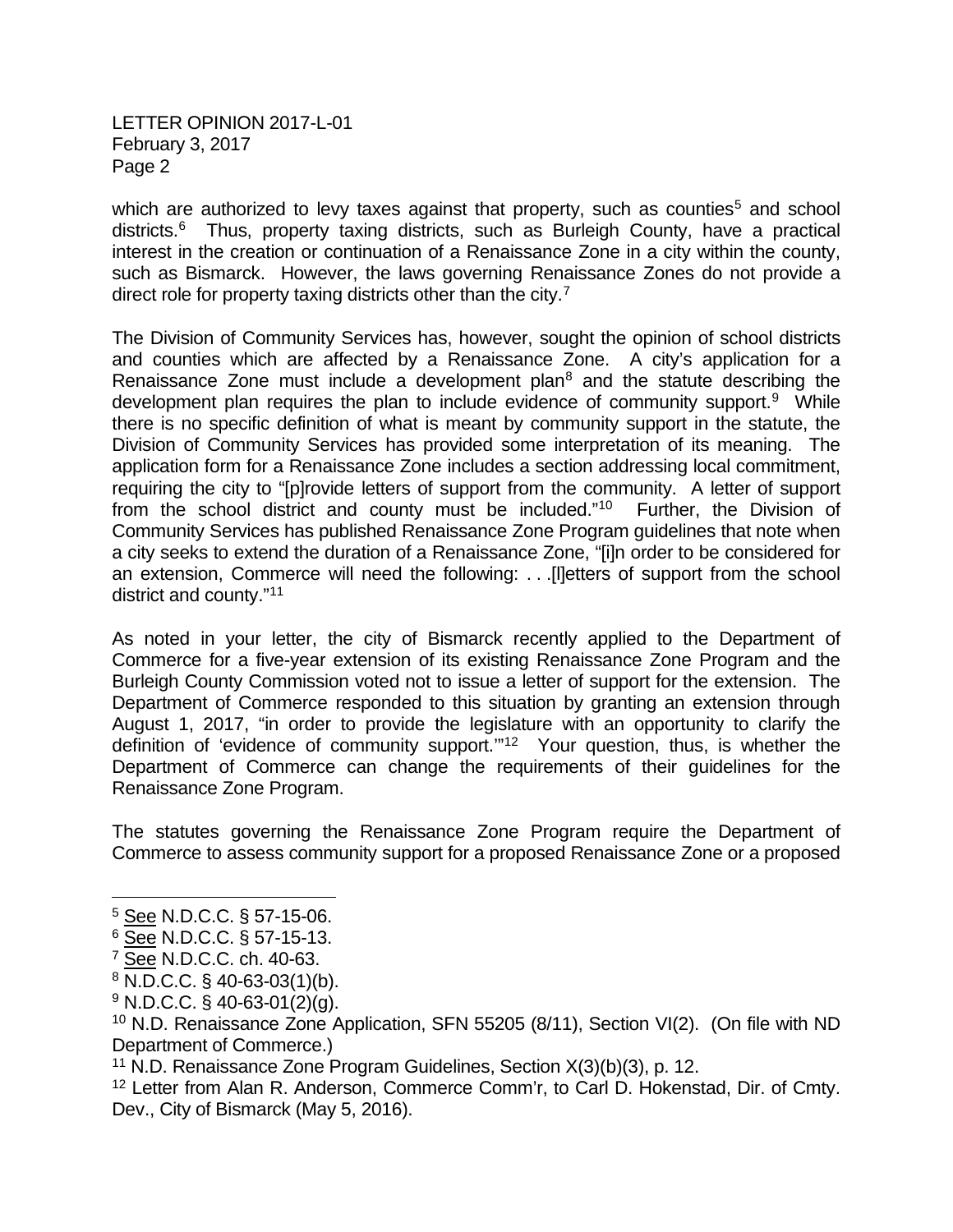which are authorized to levy taxes against that property, such as counties[5] and school districts.[6] Thus, property taxing districts, such as Burleigh County, have a practical interest in the creation or continuation of a Renaissance Zone in a city within the county, such as Bismarck. However, the laws governing Renaissance Zones do not provide a direct role for property taxing districts other than the city.[7]

The Division of Community Services has, however, sought the opinion of school districts and counties which are affected by a Renaissance Zone. A city's application for a Renaissance Zone must include a development plan[8] and the statute describing the development plan requires the plan to include evidence of community support.[9] While there is no specific definition of what is meant by community support in the statute, the Division of Community Services has provided some interpretation of its meaning. The application form for a Renaissance Zone includes a section addressing local commitment, requiring the city to "[p]rovide letters of support from the community. A letter of support from the school district and county must be included."[10] Further, the Division of Community Services has published Renaissance Zone Program guidelines that note when a city seeks to extend the duration of a Renaissance Zone, "[i]n order to be considered for an extension, Commerce will need the following: . . .[l]etters of support from the school district and county."[11]

As noted in your letter, the city of Bismarck recently applied to the Department of Commerce for a five-year extension of its existing Renaissance Zone Program and the Burleigh County Commission voted not to issue a letter of support for the extension. The Department of Commerce responded to this situation by granting an extension through August 1, 2017, "in order to provide the legislature with an opportunity to clarify the definition of 'evidence of community support.'"[12] Your question, thus, is whether the Department of Commerce can change the requirements of their guidelines for the Renaissance Zone Program.

The statutes governing the Renaissance Zone Program require the Department of Commerce to assess community support for a proposed Renaissance Zone or a proposed

---

[5] See N.D.C.C. § 57-15-06.

[6] See N.D.C.C. § 57-15-13.

[7] See N.D.C.C. ch. 40-63.

[8] N.D.C.C. § 40-63-03(1)(b).

[9] N.D.C.C. § 40-63-01(2)(g).

[10] N.D. Renaissance Zone Application, SFN 55205 (8/11), Section VI(2). (On file with ND Department of Commerce.)

[11] N.D. Renaissance Zone Program Guidelines, Section X(3)(b)(3), p. 12.

[12] Letter from Alan R. Anderson, Commerce Comm'r, to Carl D. Hokenstad, Dir. of Cmty. Dev., City of Bismarck (May 5, 2016).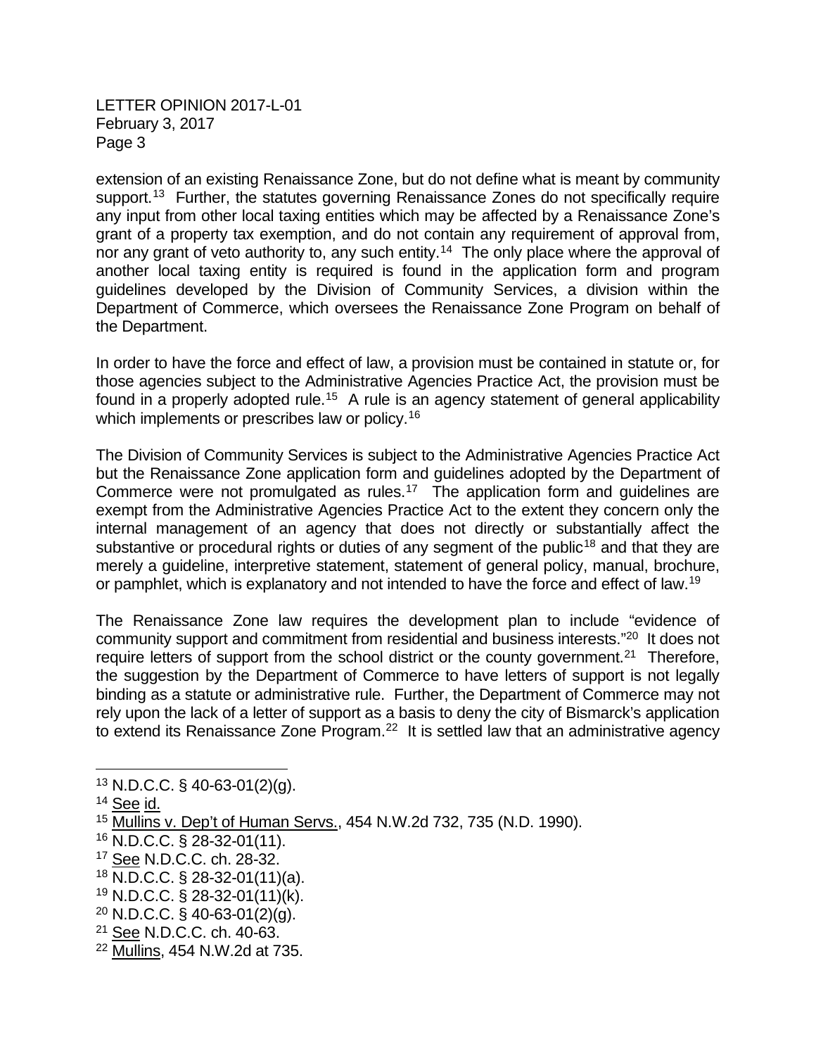extension of an existing Renaissance Zone, but do not define what is meant by community support.[13] Further, the statutes governing Renaissance Zones do not specifically require any input from other local taxing entities which may be affected by a Renaissance Zone's grant of a property tax exemption, and do not contain any requirement of approval from, nor any grant of veto authority to, any such entity.[14] The only place where the approval of another local taxing entity is required is found in the application form and program guidelines developed by the Division of Community Services, a division within the Department of Commerce, which oversees the Renaissance Zone Program on behalf of the Department.

In order to have the force and effect of law, a provision must be contained in statute or, for those agencies subject to the Administrative Agencies Practice Act, the provision must be found in a properly adopted rule.[15] A rule is an agency statement of general applicability which implements or prescribes law or policy.[16]

The Division of Community Services is subject to the Administrative Agencies Practice Act but the Renaissance Zone application form and guidelines adopted by the Department of Commerce were not promulgated as rules.[17] The application form and guidelines are exempt from the Administrative Agencies Practice Act to the extent they concern only the internal management of an agency that does not directly or substantially affect the substantive or procedural rights or duties of any segment of the public[18] and that they are merely a guideline, interpretive statement, statement of general policy, manual, brochure, or pamphlet, which is explanatory and not intended to have the force and effect of law.[19]

The Renaissance Zone law requires the development plan to include "evidence of community support and commitment from residential and business interests."[20] It does not require letters of support from the school district or the county government.[21] Therefore, the suggestion by the Department of Commerce to have letters of support is not legally binding as a statute or administrative rule. Further, the Department of Commerce may not rely upon the lack of a letter of support as a basis to deny the city of Bismarck's application to extend its Renaissance Zone Program.[22] It is settled law that an administrative agency

---

[13] N.D.C.C. § 40-63-01(2)(g).

[14] See id.

[15] Mullins v. Dep't of Human Servs., 454 N.W.2d 732, 735 (N.D. 1990).

[16] N.D.C.C. § 28-32-01(11).

[17] See N.D.C.C. ch. 28-32.

[18] N.D.C.C. § 28-32-01(11)(a).

[19] N.D.C.C. § 28-32-01(11)(k).

[20] N.D.C.C. § 40-63-01(2)(g).

[21] See N.D.C.C. ch. 40-63.

[22] Mullins, 454 N.W.2d at 735.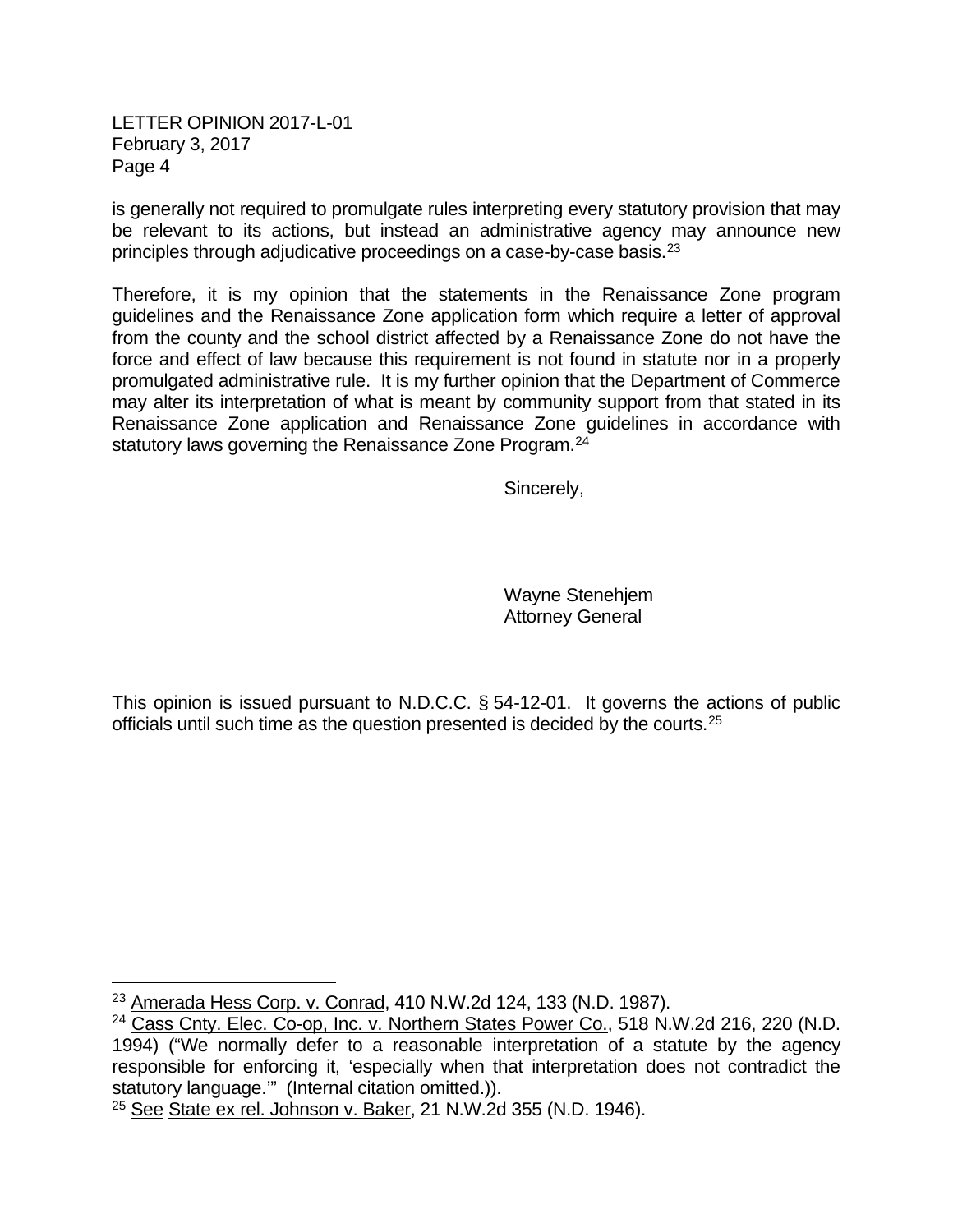is generally not required to promulgate rules interpreting every statutory provision that may be relevant to its actions, but instead an administrative agency may announce new principles through adjudicative proceedings on a case-by-case basis.[23]

Therefore, it is my opinion that the statements in the Renaissance Zone program guidelines and the Renaissance Zone application form which require a letter of approval from the county and the school district affected by a Renaissance Zone do not have the force and effect of law because this requirement is not found in statute nor in a properly promulgated administrative rule. It is my further opinion that the Department of Commerce may alter its interpretation of what is meant by community support from that stated in its Renaissance Zone application and Renaissance Zone guidelines in accordance with statutory laws governing the Renaissance Zone Program.[24]

Sincerely,

Wayne Stenehjem
Attorney General

This opinion is issued pursuant to N.D.C.C. § 54-12-01. It governs the actions of public officials until such time as the question presented is decided by the courts.[25]

---

[23] Amerada Hess Corp. v. Conrad, 410 N.W.2d 124, 133 (N.D. 1987).

[24] Cass Cnty. Elec. Co-op, Inc. v. Northern States Power Co., 518 N.W.2d 216, 220 (N.D. 1994) ("We normally defer to a reasonable interpretation of a statute by the agency responsible for enforcing it, 'especially when that interpretation does not contradict the statutory language.'" (Internal citation omitted.)).

[25] See State ex rel. Johnson v. Baker, 21 N.W.2d 355 (N.D. 1946).